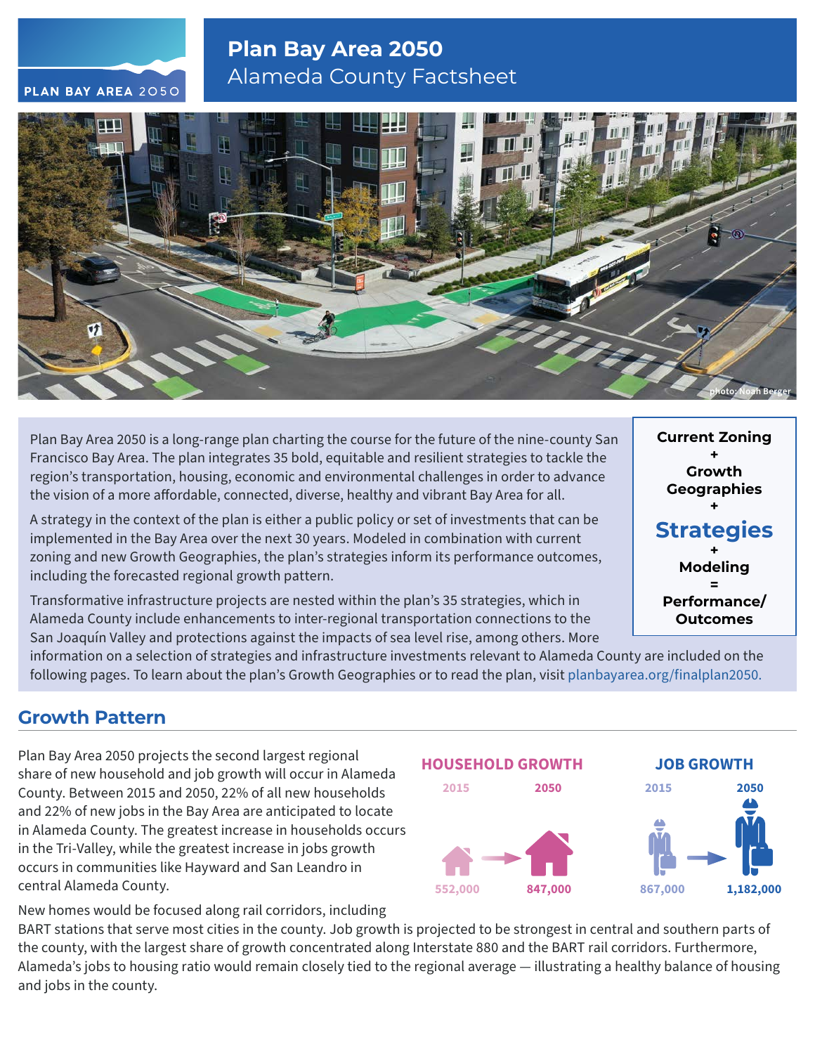# Plan Bay Area 2050

## Alameda County Factsheet

photo: Noah Berger

Plan Bay Area 2050 is a long-range plan charting the course for the future of the nine-county San Francisco Bay Area. The plan integrates 35 bold, equitable and resilient strategies to tackle the region's transportation, housing, economic and environmental challenges in order to advance the vision of a more affordable, connected, diverse, healthy and vibrant Bay Area for all.

A strategy in the context of the plan is either a public policy or set of investments that can be implemented in the Bay Area over the next 30 years. Modeled in combination with current zoning and new Growth Geographies, the plan's strategies inform its performance outcomes, including the forecasted regional growth pattern.

Transformative infrastructure projects are nested within the plan's 35 strategies, which in Alameda County include enhancements to inter-regional transportation connections to the San Joaquín Valley and protections against the impacts of sea level rise, among others. More information on a selection of strategies and infrastructure investments relevant to Alameda County are included on the following pages. To learn about the plan's Growth Geographies or to read the plan, visit planbayarea.org/finalplan2050.

**Current Zoning**
**+**
**Growth Geographies**
**+**
**Strategies**
**+**
**Modeling**
**=**
**Performance/ Outcomes**

## Growth Pattern

Plan Bay Area 2050 projects the second largest regional share of new household and job growth will occur in Alameda County. Between 2015 and 2050, 22% of all new households and 22% of new jobs in the Bay Area are anticipated to locate in Alameda County. The greatest increase in households occurs in the Tri-Valley, while the greatest increase in jobs growth occurs in communities like Hayward and San Leandro in central Alameda County.

| | 2015 | 2050 |
|---|---|---|
| HOUSEHOLD GROWTH | 552,000 | 847,000 |
| JOB GROWTH | 867,000 | 1,182,000 |

New homes would be focused along rail corridors, including BART stations that serve most cities in the county. Job growth is projected to be strongest in central and southern parts of the county, with the largest share of growth concentrated along Interstate 880 and the BART rail corridors. Furthermore, Alameda's jobs to housing ratio would remain closely tied to the regional average — illustrating a healthy balance of housing and jobs in the county.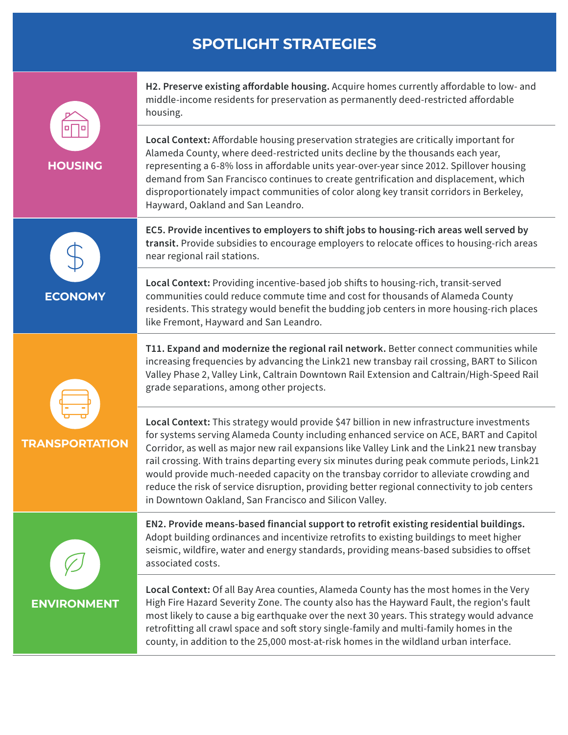# SPOTLIGHT STRATEGIES

## HOUSING

**H2. Preserve existing affordable housing.** Acquire homes currently affordable to low- and middle-income residents for preservation as permanently deed-restricted affordable housing.

**Local Context:** Affordable housing preservation strategies are critically important for Alameda County, where deed-restricted units decline by the thousands each year, representing a 6-8% loss in affordable units year-over-year since 2012. Spillover housing demand from San Francisco continues to create gentrification and displacement, which disproportionately impact communities of color along key transit corridors in Berkeley, Hayward, Oakland and San Leandro.

## ECONOMY

**EC5. Provide incentives to employers to shift jobs to housing-rich areas well served by transit.** Provide subsidies to encourage employers to relocate offices to housing-rich areas near regional rail stations.

**Local Context:** Providing incentive-based job shifts to housing-rich, transit-served communities could reduce commute time and cost for thousands of Alameda County residents. This strategy would benefit the budding job centers in more housing-rich places like Fremont, Hayward and San Leandro.

## TRANSPORTATION

**T11. Expand and modernize the regional rail network.** Better connect communities while increasing frequencies by advancing the Link21 new transbay rail crossing, BART to Silicon Valley Phase 2, Valley Link, Caltrain Downtown Rail Extension and Caltrain/High-Speed Rail grade separations, among other projects.

**Local Context:** This strategy would provide $47 billion in new infrastructure investments for systems serving Alameda County including enhanced service on ACE, BART and Capitol Corridor, as well as major new rail expansions like Valley Link and the Link21 new transbay rail crossing. With trains departing every six minutes during peak commute periods, Link21 would provide much-needed capacity on the transbay corridor to alleviate crowding and reduce the risk of service disruption, providing better regional connectivity to job centers in Downtown Oakland, San Francisco and Silicon Valley.

## ENVIRONMENT

**EN2. Provide means-based financial support to retrofit existing residential buildings.** Adopt building ordinances and incentivize retrofits to existing buildings to meet higher seismic, wildfire, water and energy standards, providing means-based subsidies to offset associated costs.

**Local Context:** Of all Bay Area counties, Alameda County has the most homes in the Very High Fire Hazard Severity Zone. The county also has the Hayward Fault, the region's fault most likely to cause a big earthquake over the next 30 years. This strategy would advance retrofitting all crawl space and soft story single-family and multi-family homes in the county, in addition to the 25,000 most-at-risk homes in the wildland urban interface.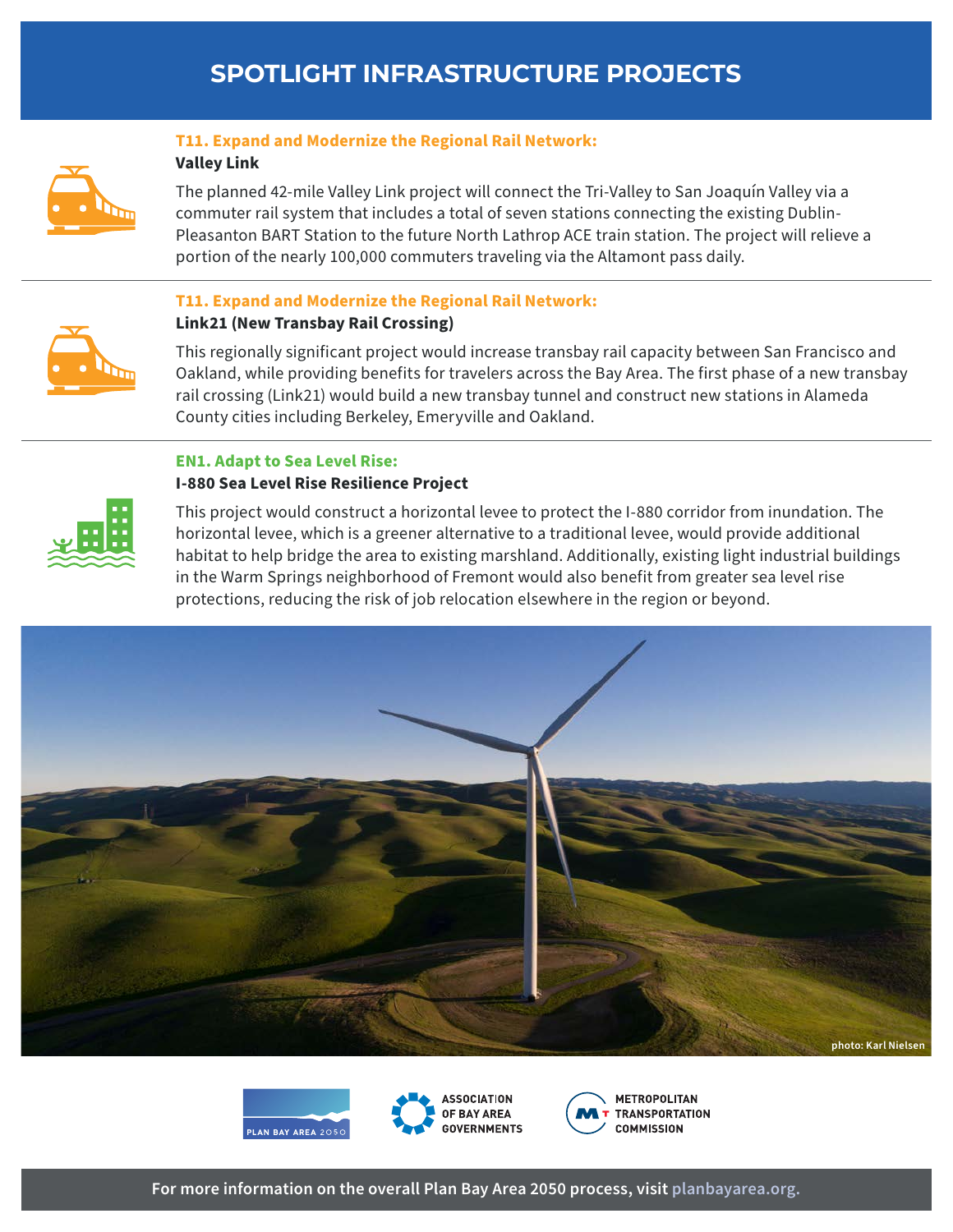# SPOTLIGHT INFRASTRUCTURE PROJECTS

### T11. Expand and Modernize the Regional Rail Network:

**Valley Link**

The planned 42-mile Valley Link project will connect the Tri-Valley to San Joaquín Valley via a commuter rail system that includes a total of seven stations connecting the existing Dublin-Pleasanton BART Station to the future North Lathrop ACE train station. The project will relieve a portion of the nearly 100,000 commuters traveling via the Altamont pass daily.

### T11. Expand and Modernize the Regional Rail Network:

**Link21 (New Transbay Rail Crossing)**

This regionally significant project would increase transbay rail capacity between San Francisco and Oakland, while providing benefits for travelers across the Bay Area. The first phase of a new transbay rail crossing (Link21) would build a new transbay tunnel and construct new stations in Alameda County cities including Berkeley, Emeryville and Oakland.

### EN1. Adapt to Sea Level Rise:

**I-880 Sea Level Rise Resilience Project**

This project would construct a horizontal levee to protect the I-880 corridor from inundation. The horizontal levee, which is a greener alternative to a traditional levee, would provide additional habitat to help bridge the area to existing marshland. Additionally, existing light industrial buildings in the Warm Springs neighborhood of Fremont would also benefit from greater sea level rise protections, reducing the risk of job relocation elsewhere in the region or beyond.

photo: Karl Nielsen

PLAN BAY AREA 2050

ASSOCIATION OF BAY AREA GOVERNMENTS

METROPOLITAN TRANSPORTATION COMMISSION

For more information on the overall Plan Bay Area 2050 process, visit planbayarea.org.